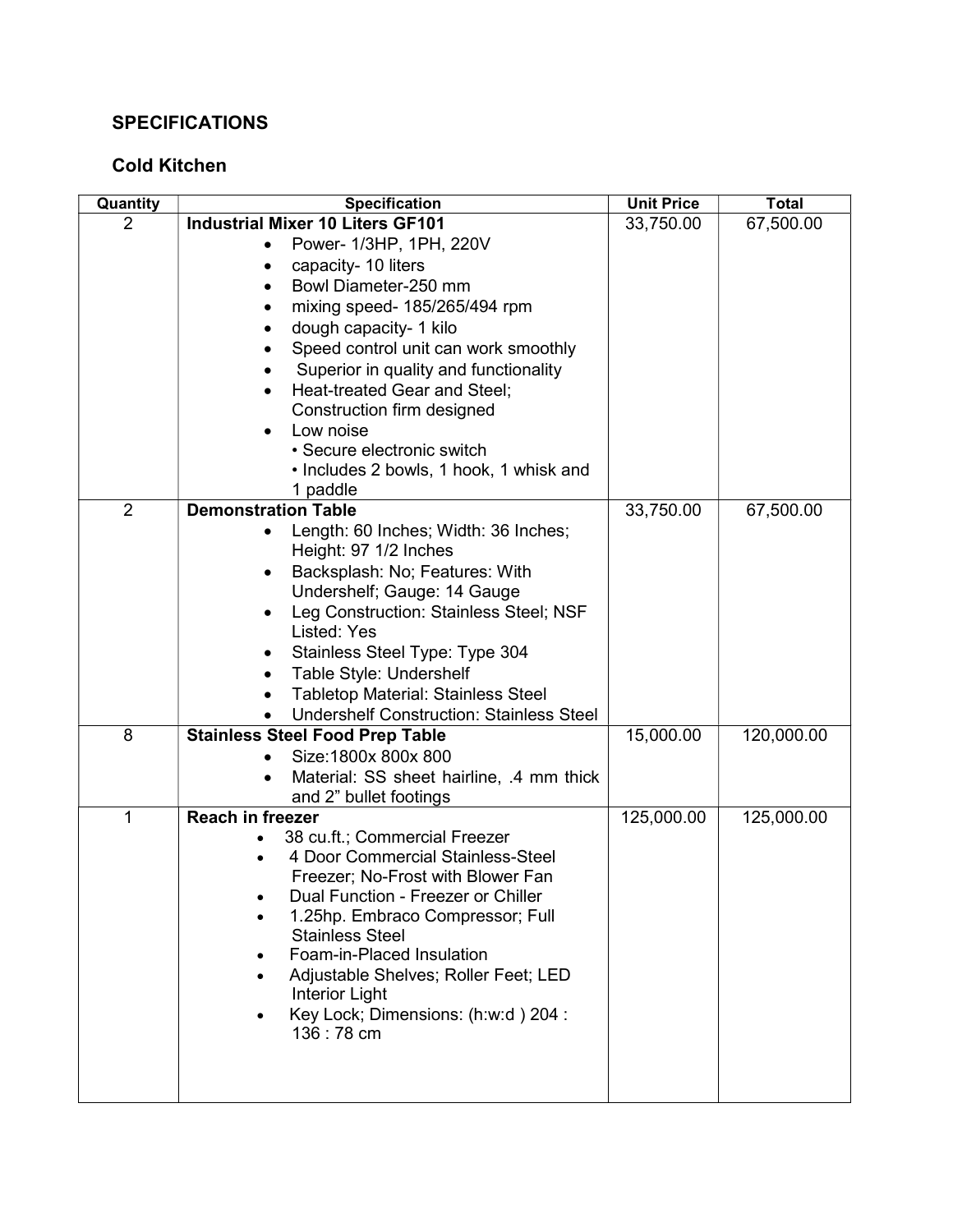## SPECIFICATIONS

### Cold Kitchen

| Quantity | Specification | Unit Price | Total |
|---|---|---|---|
| 2 | **Industrial Mixer 10 Liters GF101**<br>• Power- 1/3HP, 1PH, 220V<br>• capacity- 10 liters<br>• Bowl Diameter-250 mm<br>• mixing speed- 185/265/494 rpm<br>• dough capacity- 1 kilo<br>• Speed control unit can work smoothly<br>• Superior in quality and functionality<br>• Heat-treated Gear and Steel; Construction firm designed<br>• Low noise<br>• Secure electronic switch<br>• Includes 2 bowls, 1 hook, 1 whisk and 1 paddle | 33,750.00 | 67,500.00 |
| 2 | **Demonstration Table**<br>• Length: 60 Inches; Width: 36 Inches; Height: 97 1/2 Inches<br>• Backsplash: No; Features: With Undershelf; Gauge: 14 Gauge<br>• Leg Construction: Stainless Steel; NSF Listed: Yes<br>• Stainless Steel Type: Type 304<br>• Table Style: Undershelf<br>• Tabletop Material: Stainless Steel<br>• Undershelf Construction: Stainless Steel | 33,750.00 | 67,500.00 |
| 8 | **Stainless Steel Food Prep Table**<br>• Size:1800x 800x 800<br>• Material: SS sheet hairline, .4 mm thick and 2" bullet footings | 15,000.00 | 120,000.00 |
| 1 | **Reach in freezer**<br>• 38 cu.ft.; Commercial Freezer<br>• 4 Door Commercial Stainless-Steel Freezer; No-Frost with Blower Fan<br>• Dual Function - Freezer or Chiller<br>• 1.25hp. Embraco Compressor; Full Stainless Steel<br>• Foam-in-Placed Insulation<br>• Adjustable Shelves; Roller Feet; LED Interior Light<br>• Key Lock; Dimensions: (h:w:d ) 204 : 136 : 78 cm | 125,000.00 | 125,000.00 |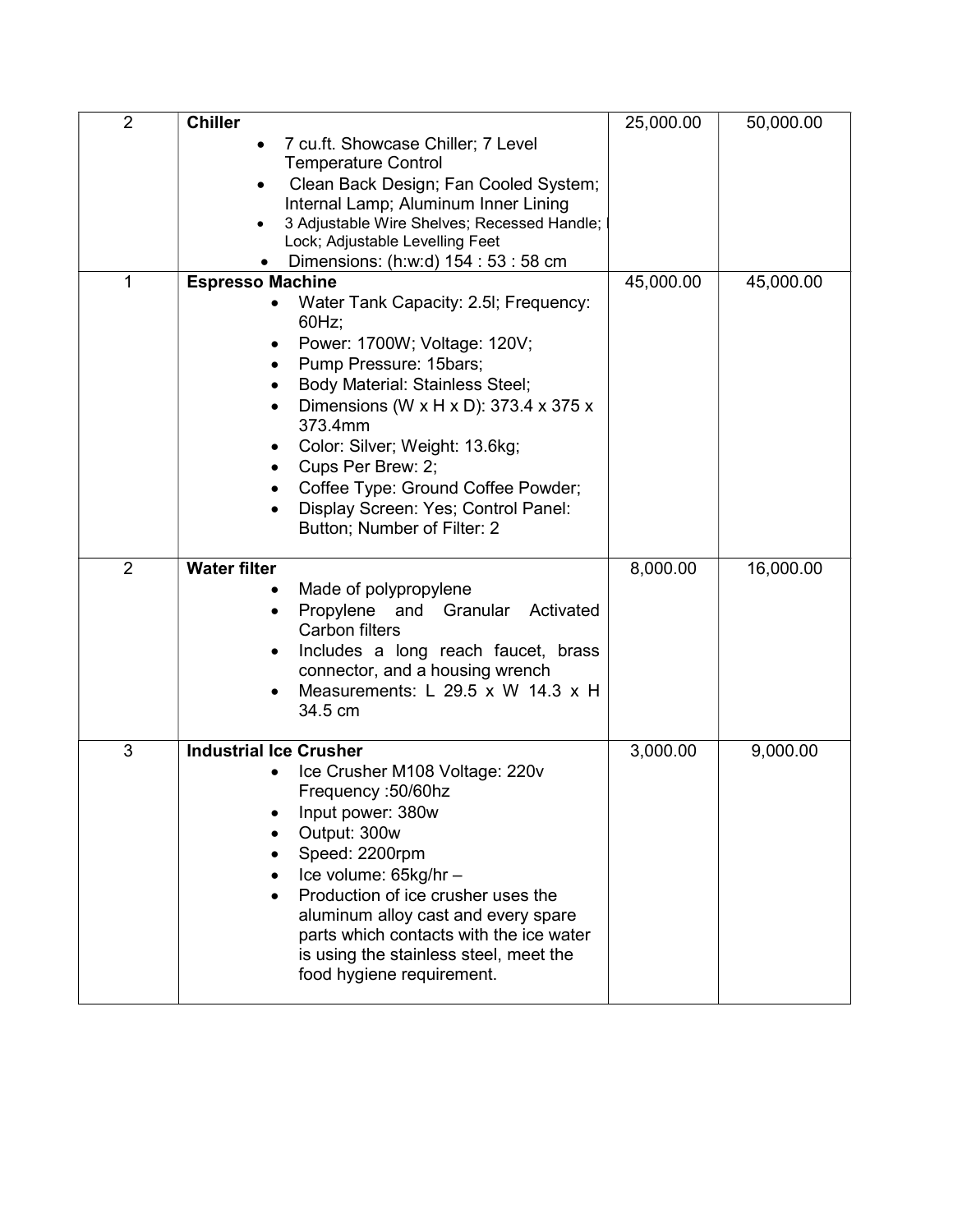| | | | |
|---|---|---|---|
| 2 | **Chiller**<br>• 7 cu.ft. Showcase Chiller; 7 Level Temperature Control<br>• Clean Back Design; Fan Cooled System; Internal Lamp; Aluminum Inner Lining<br>• 3 Adjustable Wire Shelves; Recessed Handle; Lock; Adjustable Levelling Feet<br>• Dimensions: (h:w:d) 154 : 53 : 58 cm | 25,000.00 | 50,000.00 |
| 1 | **Espresso Machine**<br>• Water Tank Capacity: 2.5l; Frequency: 60Hz;<br>• Power: 1700W; Voltage: 120V;<br>• Pump Pressure: 15bars;<br>• Body Material: Stainless Steel;<br>• Dimensions (W x H x D): 373.4 x 375 x 373.4mm<br>• Color: Silver; Weight: 13.6kg;<br>• Cups Per Brew: 2;<br>• Coffee Type: Ground Coffee Powder;<br>• Display Screen: Yes; Control Panel: Button; Number of Filter: 2 | 45,000.00 | 45,000.00 |
| 2 | **Water filter**<br>• Made of polypropylene<br>• Propylene and Granular Activated Carbon filters<br>• Includes a long reach faucet, brass connector, and a housing wrench<br>• Measurements: L 29.5 x W 14.3 x H 34.5 cm | 8,000.00 | 16,000.00 |
| 3 | **Industrial Ice Crusher**<br>• Ice Crusher M108 Voltage: 220v Frequency :50/60hz<br>• Input power: 380w<br>• Output: 300w<br>• Speed: 2200rpm<br>• Ice volume: 65kg/hr –<br>• Production of ice crusher uses the aluminum alloy cast and every spare parts which contacts with the ice water is using the stainless steel, meet the food hygiene requirement. | 3,000.00 | 9,000.00 |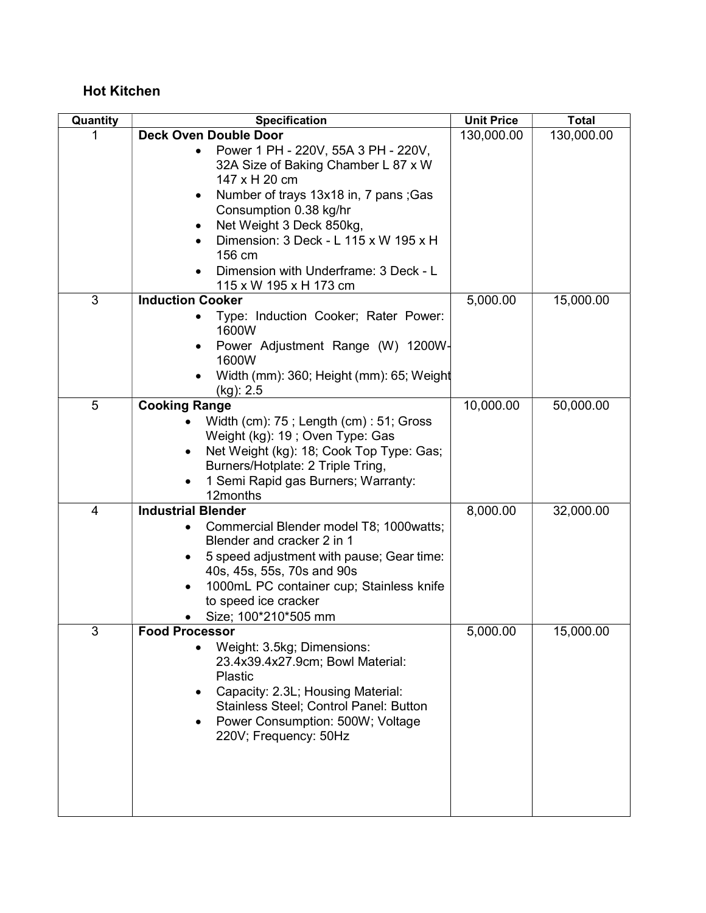## Hot Kitchen

| Quantity | Specification | Unit Price | Total |
|---|---|---|---|
| 1 | **Deck Oven Double Door**<br>• Power 1 PH - 220V, 55A 3 PH - 220V, 32A Size of Baking Chamber L 87 x W 147 x H 20 cm<br>• Number of trays 13x18 in, 7 pans ;Gas Consumption 0.38 kg/hr<br>• Net Weight 3 Deck 850kg,<br>• Dimension: 3 Deck - L 115 x W 195 x H 156 cm<br>• Dimension with Underframe: 3 Deck - L 115 x W 195 x H 173 cm | 130,000.00 | 130,000.00 |
| 3 | **Induction Cooker**<br>• Type: Induction Cooker; Rater Power: 1600W<br>• Power Adjustment Range (W) 1200W-1600W<br>• Width (mm): 360; Height (mm): 65; Weight (kg): 2.5 | 5,000.00 | 15,000.00 |
| 5 | **Cooking Range**<br>• Width (cm): 75 ; Length (cm) : 51; Gross Weight (kg): 19 ; Oven Type: Gas<br>• Net Weight (kg): 18; Cook Top Type: Gas; Burners/Hotplate: 2 Triple Tring,<br>• 1 Semi Rapid gas Burners; Warranty: 12months | 10,000.00 | 50,000.00 |
| 4 | **Industrial Blender**<br>• Commercial Blender model T8; 1000watts; Blender and cracker 2 in 1<br>• 5 speed adjustment with pause; Gear time: 40s, 45s, 55s, 70s and 90s<br>• 1000mL PC container cup; Stainless knife to speed ice cracker<br>• Size; 100*210*505 mm | 8,000.00 | 32,000.00 |
| 3 | **Food Processor**<br>• Weight: 3.5kg; Dimensions: 23.4x39.4x27.9cm; Bowl Material: Plastic<br>• Capacity: 2.3L; Housing Material: Stainless Steel; Control Panel: Button<br>• Power Consumption: 500W; Voltage 220V; Frequency: 50Hz | 5,000.00 | 15,000.00 |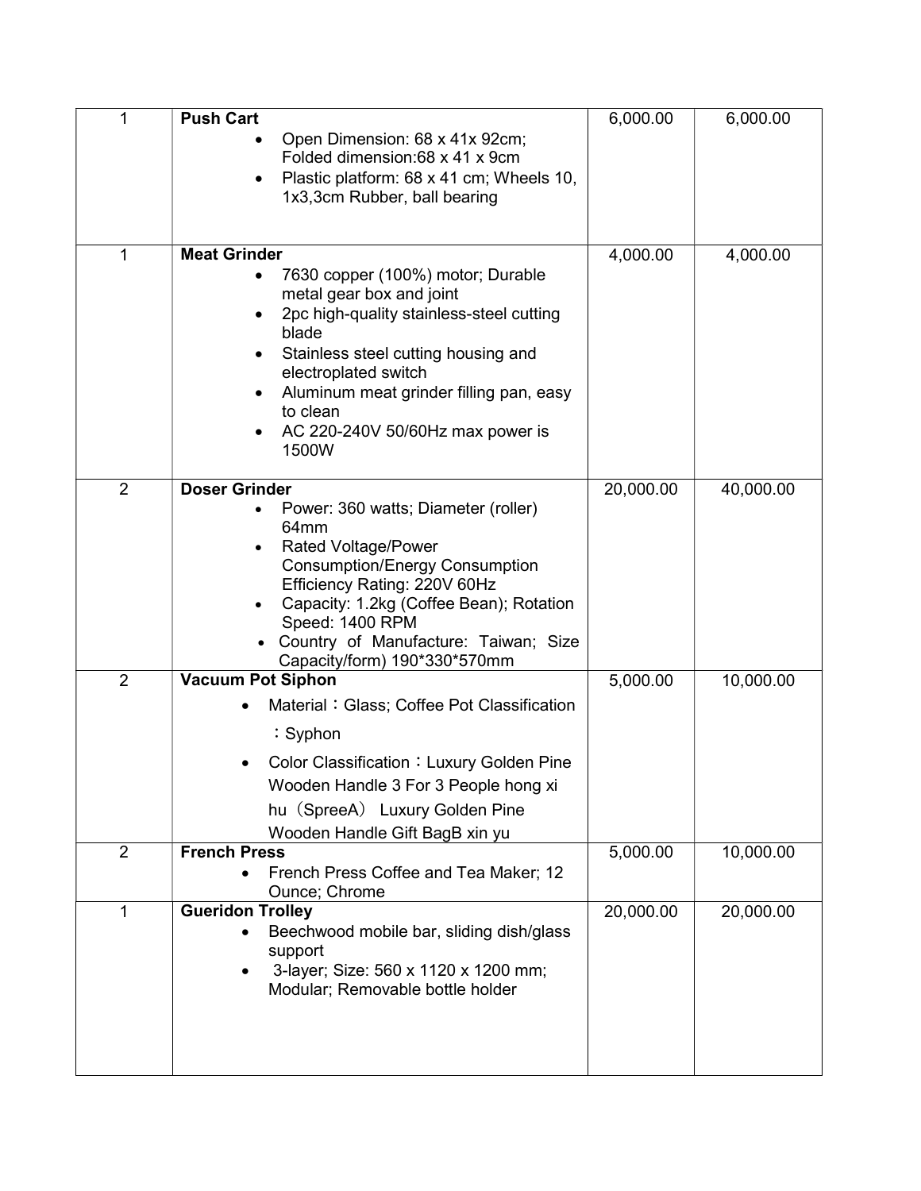| | | | |
|---|---|---|---|
| 1 | **Push Cart**<br>• Open Dimension: 68 x 41x 92cm; Folded dimension:68 x 41 x 9cm<br>• Plastic platform: 68 x 41 cm; Wheels 10, 1x3,3cm Rubber, ball bearing | 6,000.00 | 6,000.00 |
| 1 | **Meat Grinder**<br>• 7630 copper (100%) motor; Durable metal gear box and joint<br>• 2pc high-quality stainless-steel cutting blade<br>• Stainless steel cutting housing and electroplated switch<br>• Aluminum meat grinder filling pan, easy to clean<br>• AC 220-240V 50/60Hz max power is 1500W | 4,000.00 | 4,000.00 |
| 2 | **Doser Grinder**<br>• Power: 360 watts; Diameter (roller) 64mm<br>• Rated Voltage/Power Consumption/Energy Consumption Efficiency Rating: 220V 60Hz<br>• Capacity: 1.2kg (Coffee Bean); Rotation Speed: 1400 RPM<br>• Country of Manufacture: Taiwan; Size Capacity/form) 190*330*570mm | 20,000.00 | 40,000.00 |
| 2 | **Vacuum Pot Siphon**<br>• Material：Glass; Coffee Pot Classification：Syphon<br>• Color Classification：Luxury Golden Pine Wooden Handle 3 For 3 People hong xi hu（SpreeA） Luxury Golden Pine Wooden Handle Gift BagB xin yu | 5,000.00 | 10,000.00 |
| 2 | **French Press**<br>• French Press Coffee and Tea Maker; 12 Ounce; Chrome | 5,000.00 | 10,000.00 |
| 1 | **Gueridon Trolley**<br>• Beechwood mobile bar, sliding dish/glass support<br>• 3-layer; Size: 560 x 1120 x 1200 mm; Modular; Removable bottle holder | 20,000.00 | 20,000.00 |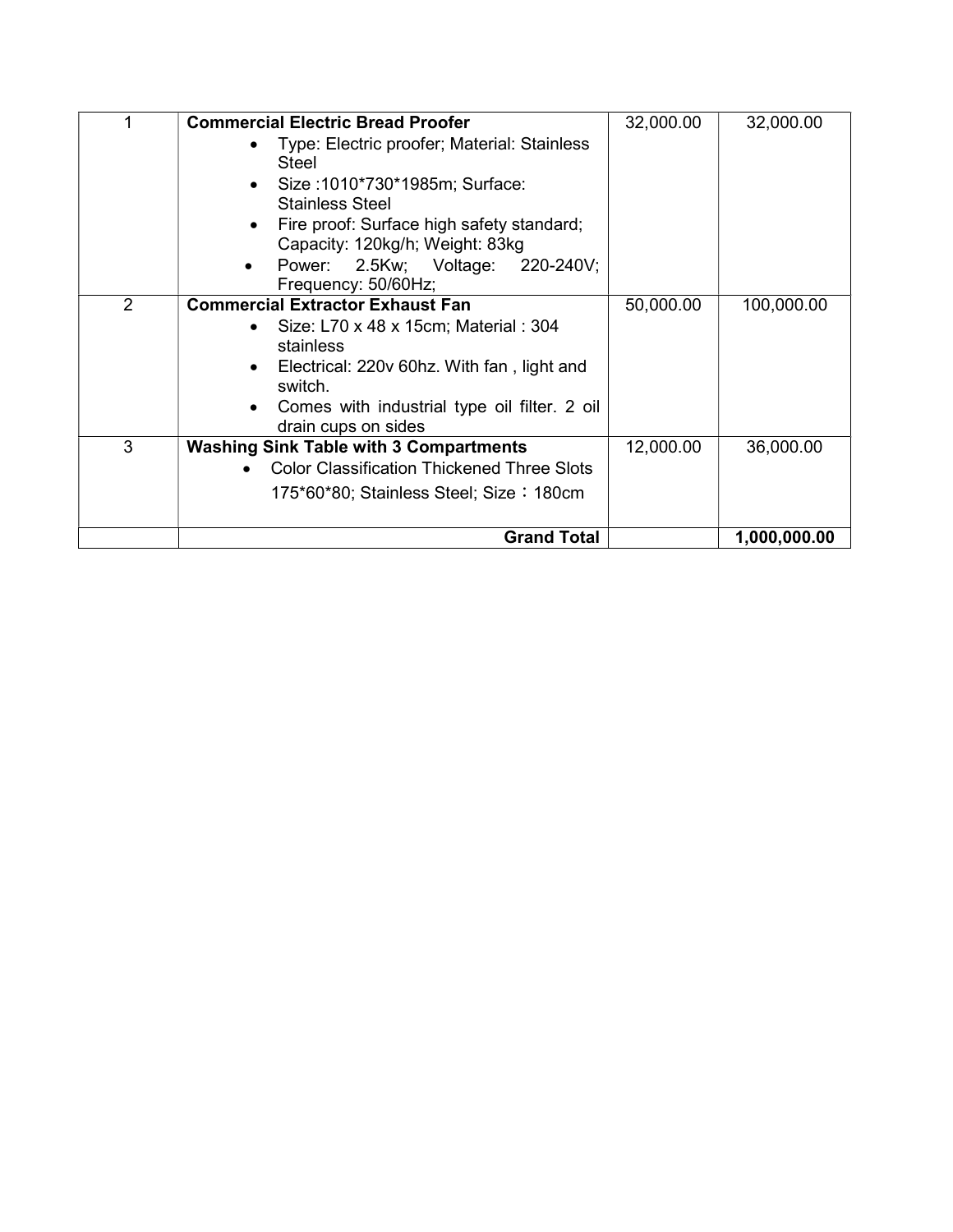| | | | |
|---|---|---|---|
| 1 | **Commercial Electric Bread Proofer**<br>• Type: Electric proofer; Material: Stainless Steel<br>• Size :1010*730*1985m; Surface: Stainless Steel<br>• Fire proof: Surface high safety standard; Capacity: 120kg/h; Weight: 83kg<br>• Power: 2.5Kw; Voltage: 220-240V; Frequency: 50/60Hz; | 32,000.00 | 32,000.00 |
| 2 | **Commercial Extractor Exhaust Fan**<br>• Size: L70 x 48 x 15cm; Material : 304 stainless<br>• Electrical: 220v 60hz. With fan , light and switch.<br>• Comes with industrial type oil filter. 2 oil drain cups on sides | 50,000.00 | 100,000.00 |
| 3 | **Washing Sink Table with 3 Compartments**<br>• Color Classification Thickened Three Slots 175*60*80; Stainless Steel; Size：180cm | 12,000.00 | 36,000.00 |
| | **Grand Total** | | **1,000,000.00** |